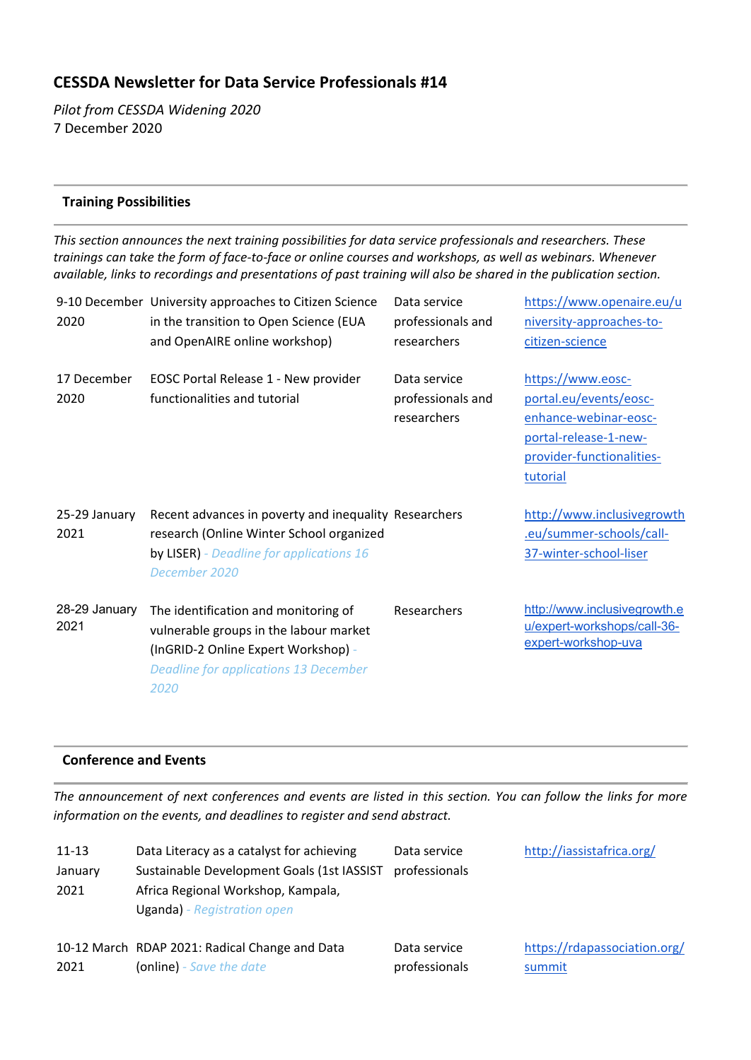# CESSDA Newsletter for Data Service Professionals #14

*Pilot from CESSDA Widening 2020*
7 December 2020

## Training Possibilities

*This section announces the next training possibilities for data service professionals and researchers. These trainings can take the form of face-to-face or online courses and workshops, as well as webinars. Whenever available, links to recordings and presentations of past training will also be shared in the publication section.*

| | | | |
|---|---|---|---|
| 9-10 December 2020 | University approaches to Citizen Science in the transition to Open Science (EUA and OpenAIRE online workshop) | Data service professionals and researchers | https://www.openaire.eu/university-approaches-to-citizen-science |
| 17 December 2020 | EOSC Portal Release 1 - New provider functionalities and tutorial | Data service professionals and researchers | https://www.eosc-portal.eu/events/eosc-enhance-webinar-eosc-portal-release-1-new-provider-functionalities-tutorial |
| 25-29 January 2021 | Recent advances in poverty and inequality research (Online Winter School organized by LISER) *- Deadline for applications 16 December 2020* | Researchers | http://www.inclusivegrowth.eu/summer-schools/call-37-winter-school-liser |
| 28-29 January 2021 | The identification and monitoring of vulnerable groups in the labour market (InGRID-2 Online Expert Workshop) *- Deadline for applications 13 December 2020* | Researchers | http://www.inclusivegrowth.eu/expert-workshops/call-36-expert-workshop-uva |

## Conference and Events

*The announcement of next conferences and events are listed in this section. You can follow the links for more information on the events, and deadlines to register and send abstract.*

| | | | |
|---|---|---|---|
| 11-13 January 2021 | Data Literacy as a catalyst for achieving Sustainable Development Goals (1st IASSIST Africa Regional Workshop, Kampala, Uganda) *- Registration open* | Data service professionals | http://iassistafrica.org/ |
| 10-12 March 2021 | RDAP 2021: Radical Change and Data (online) *- Save the date* | Data service professionals | https://rdapassociation.org/summit |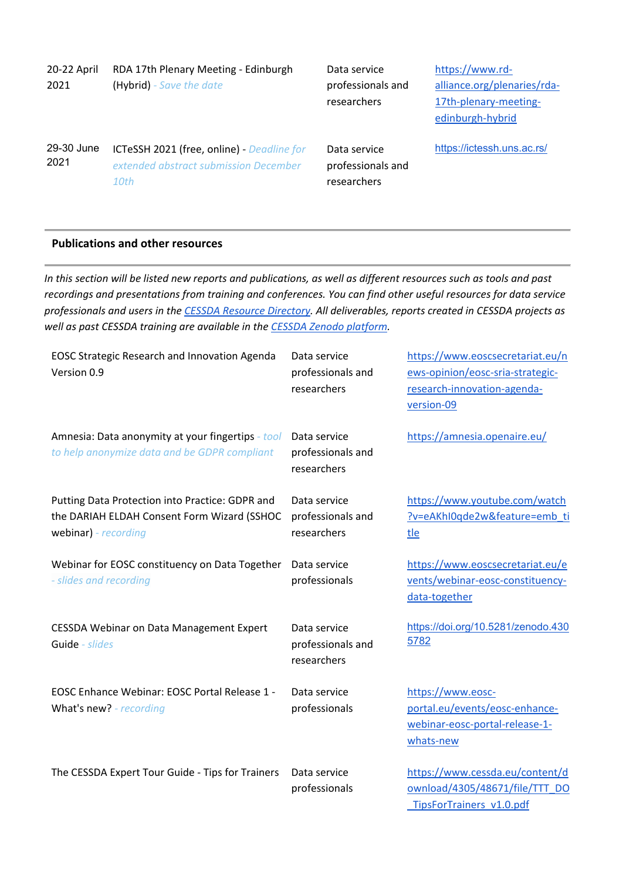| | | | |
|---|---|---|---|
| 20-22 April 2021 | RDA 17th Plenary Meeting - Edinburgh (Hybrid) *- Save the date* | Data service professionals and researchers | https://www.rd-alliance.org/plenaries/rda-17th-plenary-meeting-edinburgh-hybrid |
| 29-30 June 2021 | ICTeSSH 2021 (free, online) - *Deadline for extended abstract submission December 10th* | Data service professionals and researchers | https://ictessh.uns.ac.rs/ |

**Publications and other resources**

*In this section will be listed new reports and publications, as well as different resources such as tools and past recordings and presentations from training and conferences. You can find other useful resources for data service professionals and users in the [CESSDA Resource Directory](). All deliverables, reports created in CESSDA projects as well as past CESSDA training are available in the [CESSDA Zenodo platform]().*

| | | |
|---|---|---|
| EOSC Strategic Research and Innovation Agenda Version 0.9 | Data service professionals and researchers | https://www.eoscsecretariat.eu/news-opinion/eosc-sria-strategic-research-innovation-agenda-version-09 |
| Amnesia: Data anonymity at your fingertips *- tool to help anonymize data and be GDPR compliant* | Data service professionals and researchers | https://amnesia.openaire.eu/ |
| Putting Data Protection into Practice: GDPR and the DARIAH ELDAH Consent Form Wizard (SSHOC webinar) *- recording* | Data service professionals and researchers | https://www.youtube.com/watch?v=eAKhI0qde2w&feature=emb_title |
| Webinar for EOSC constituency on Data Together *- slides and recording* | Data service professionals | https://www.eoscsecretariat.eu/events/webinar-eosc-constituency-data-together |
| CESSDA Webinar on Data Management Expert Guide *- slides* | Data service professionals and researchers | https://doi.org/10.5281/zenodo.4305782 |
| EOSC Enhance Webinar: EOSC Portal Release 1 - What's new? *- recording* | Data service professionals | https://www.eosc-portal.eu/events/eosc-enhance-webinar-eosc-portal-release-1-whats-new |
| The CESSDA Expert Tour Guide - Tips for Trainers | Data service professionals | https://www.cessda.eu/content/download/4305/48671/file/TTT_DO_TipsForTrainers_v1.0.pdf |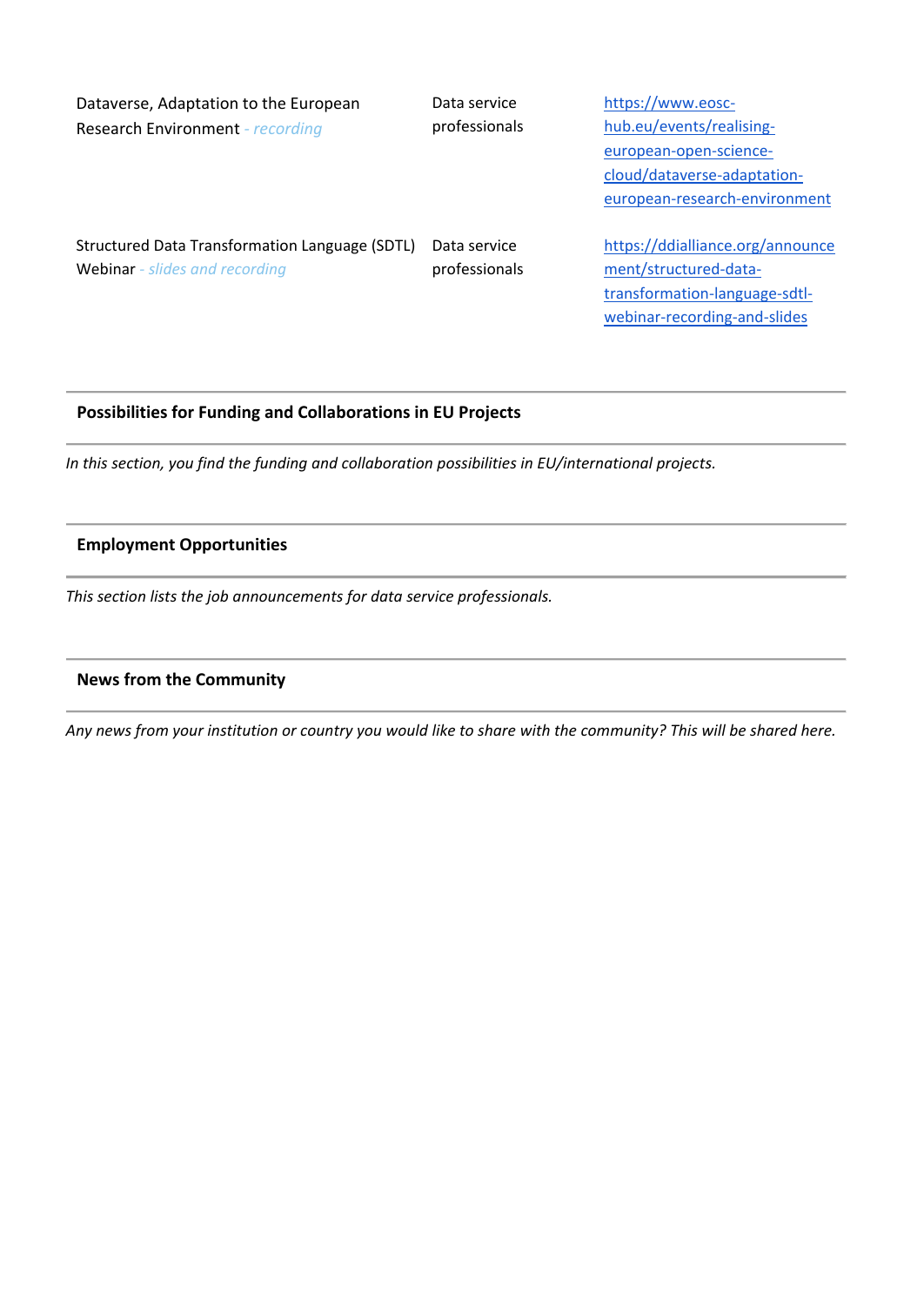| | | |
|---|---|---|
| Dataverse, Adaptation to the European Research Environment *- recording* | Data service professionals | https://www.eosc-hub.eu/events/realising-european-open-science-cloud/dataverse-adaptation-european-research-environment |
| Structured Data Transformation Language (SDTL) Webinar *- slides and recording* | Data service professionals | https://ddialliance.org/announcement/structured-data-transformation-language-sdtl-webinar-recording-and-slides |

## Possibilities for Funding and Collaborations in EU Projects

*In this section, you find the funding and collaboration possibilities in EU/international projects.*

## Employment Opportunities

*This section lists the job announcements for data service professionals.*

## News from the Community

*Any news from your institution or country you would like to share with the community? This will be shared here.*